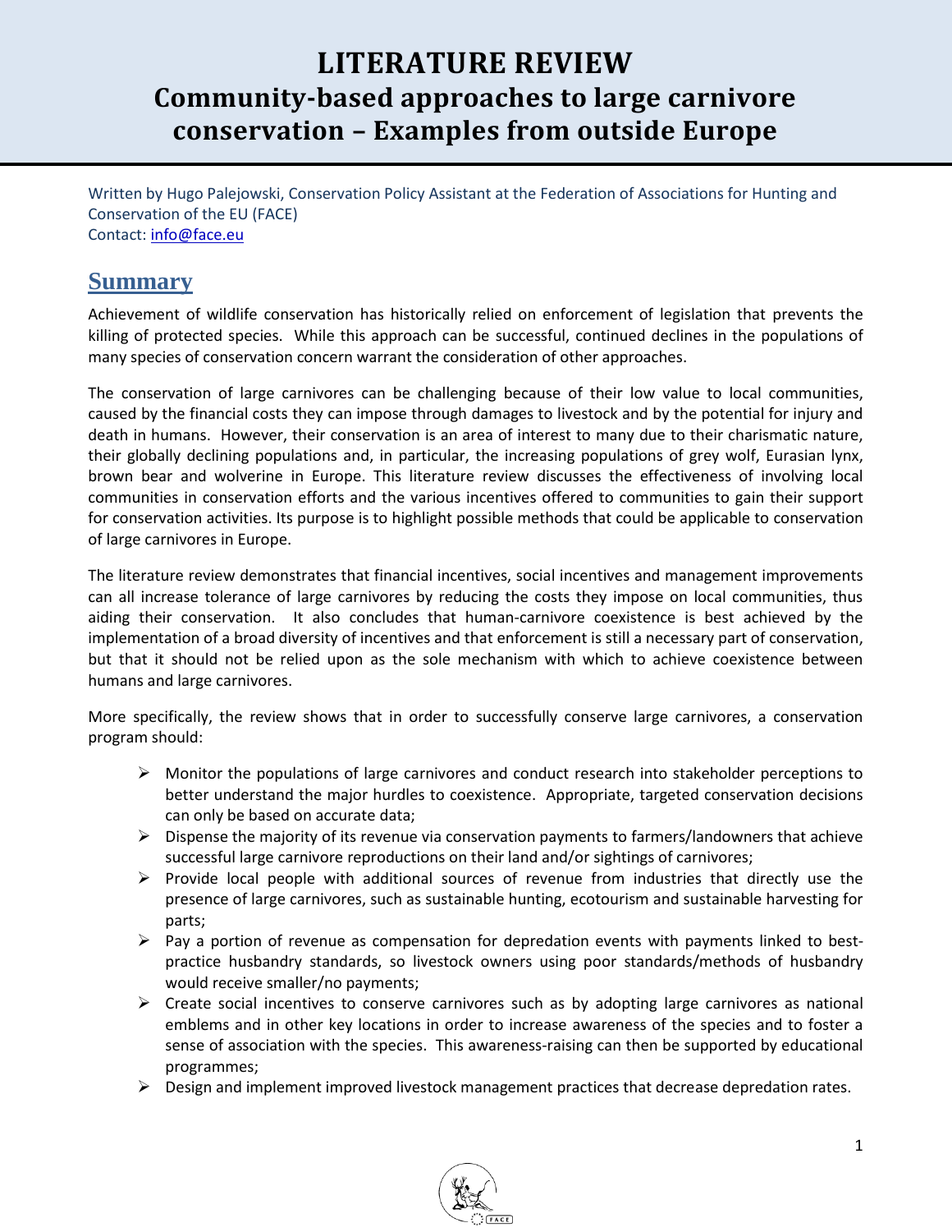# LITERATURE REVIEW
# Community-based approaches to large carnivore conservation – Examples from outside Europe

Written by Hugo Palejowski, Conservation Policy Assistant at the Federation of Associations for Hunting and Conservation of the EU (FACE)
Contact: info@face.eu

## Summary

Achievement of wildlife conservation has historically relied on enforcement of legislation that prevents the killing of protected species. While this approach can be successful, continued declines in the populations of many species of conservation concern warrant the consideration of other approaches.

The conservation of large carnivores can be challenging because of their low value to local communities, caused by the financial costs they can impose through damages to livestock and by the potential for injury and death in humans. However, their conservation is an area of interest to many due to their charismatic nature, their globally declining populations and, in particular, the increasing populations of grey wolf, Eurasian lynx, brown bear and wolverine in Europe. This literature review discusses the effectiveness of involving local communities in conservation efforts and the various incentives offered to communities to gain their support for conservation activities. Its purpose is to highlight possible methods that could be applicable to conservation of large carnivores in Europe.

The literature review demonstrates that financial incentives, social incentives and management improvements can all increase tolerance of large carnivores by reducing the costs they impose on local communities, thus aiding their conservation. It also concludes that human-carnivore coexistence is best achieved by the implementation of a broad diversity of incentives and that enforcement is still a necessary part of conservation, but that it should not be relied upon as the sole mechanism with which to achieve coexistence between humans and large carnivores.

More specifically, the review shows that in order to successfully conserve large carnivores, a conservation program should:

- Monitor the populations of large carnivores and conduct research into stakeholder perceptions to better understand the major hurdles to coexistence. Appropriate, targeted conservation decisions can only be based on accurate data;
- Dispense the majority of its revenue via conservation payments to farmers/landowners that achieve successful large carnivore reproductions on their land and/or sightings of carnivores;
- Provide local people with additional sources of revenue from industries that directly use the presence of large carnivores, such as sustainable hunting, ecotourism and sustainable harvesting for parts;
- Pay a portion of revenue as compensation for depredation events with payments linked to best-practice husbandry standards, so livestock owners using poor standards/methods of husbandry would receive smaller/no payments;
- Create social incentives to conserve carnivores such as by adopting large carnivores as national emblems and in other key locations in order to increase awareness of the species and to foster a sense of association with the species. This awareness-raising can then be supported by educational programmes;
- Design and implement improved livestock management practices that decrease depredation rates.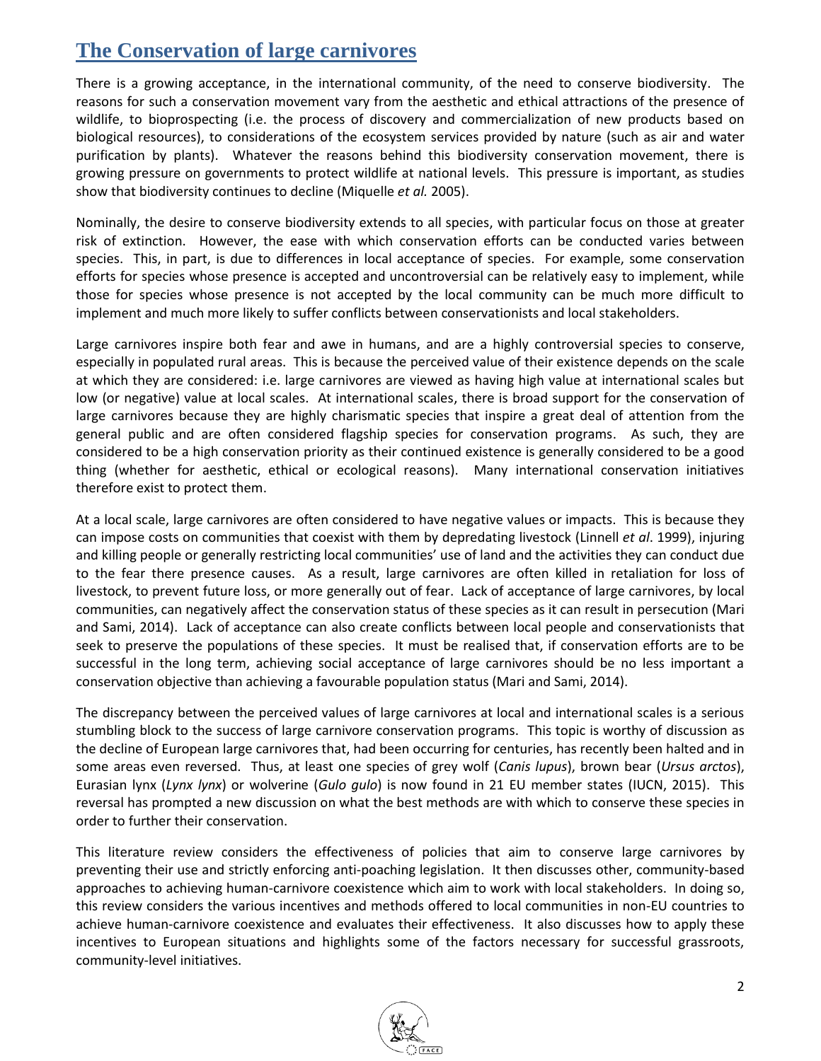# The Conservation of large carnivores

There is a growing acceptance, in the international community, of the need to conserve biodiversity. The reasons for such a conservation movement vary from the aesthetic and ethical attractions of the presence of wildlife, to bioprospecting (i.e. the process of discovery and commercialization of new products based on biological resources), to considerations of the ecosystem services provided by nature (such as air and water purification by plants). Whatever the reasons behind this biodiversity conservation movement, there is growing pressure on governments to protect wildlife at national levels. This pressure is important, as studies show that biodiversity continues to decline (Miquelle *et al.* 2005).

Nominally, the desire to conserve biodiversity extends to all species, with particular focus on those at greater risk of extinction. However, the ease with which conservation efforts can be conducted varies between species. This, in part, is due to differences in local acceptance of species. For example, some conservation efforts for species whose presence is accepted and uncontroversial can be relatively easy to implement, while those for species whose presence is not accepted by the local community can be much more difficult to implement and much more likely to suffer conflicts between conservationists and local stakeholders.

Large carnivores inspire both fear and awe in humans, and are a highly controversial species to conserve, especially in populated rural areas. This is because the perceived value of their existence depends on the scale at which they are considered: i.e. large carnivores are viewed as having high value at international scales but low (or negative) value at local scales. At international scales, there is broad support for the conservation of large carnivores because they are highly charismatic species that inspire a great deal of attention from the general public and are often considered flagship species for conservation programs. As such, they are considered to be a high conservation priority as their continued existence is generally considered to be a good thing (whether for aesthetic, ethical or ecological reasons). Many international conservation initiatives therefore exist to protect them.

At a local scale, large carnivores are often considered to have negative values or impacts. This is because they can impose costs on communities that coexist with them by depredating livestock (Linnell *et al*. 1999), injuring and killing people or generally restricting local communities' use of land and the activities they can conduct due to the fear there presence causes. As a result, large carnivores are often killed in retaliation for loss of livestock, to prevent future loss, or more generally out of fear. Lack of acceptance of large carnivores, by local communities, can negatively affect the conservation status of these species as it can result in persecution (Mari and Sami, 2014). Lack of acceptance can also create conflicts between local people and conservationists that seek to preserve the populations of these species. It must be realised that, if conservation efforts are to be successful in the long term, achieving social acceptance of large carnivores should be no less important a conservation objective than achieving a favourable population status (Mari and Sami, 2014).

The discrepancy between the perceived values of large carnivores at local and international scales is a serious stumbling block to the success of large carnivore conservation programs. This topic is worthy of discussion as the decline of European large carnivores that, had been occurring for centuries, has recently been halted and in some areas even reversed. Thus, at least one species of grey wolf (*Canis lupus*), brown bear (*Ursus arctos*), Eurasian lynx (*Lynx lynx*) or wolverine (*Gulo gulo*) is now found in 21 EU member states (IUCN, 2015). This reversal has prompted a new discussion on what the best methods are with which to conserve these species in order to further their conservation.

This literature review considers the effectiveness of policies that aim to conserve large carnivores by preventing their use and strictly enforcing anti-poaching legislation. It then discusses other, community-based approaches to achieving human-carnivore coexistence which aim to work with local stakeholders. In doing so, this review considers the various incentives and methods offered to local communities in non-EU countries to achieve human-carnivore coexistence and evaluates their effectiveness. It also discusses how to apply these incentives to European situations and highlights some of the factors necessary for successful grassroots, community-level initiatives.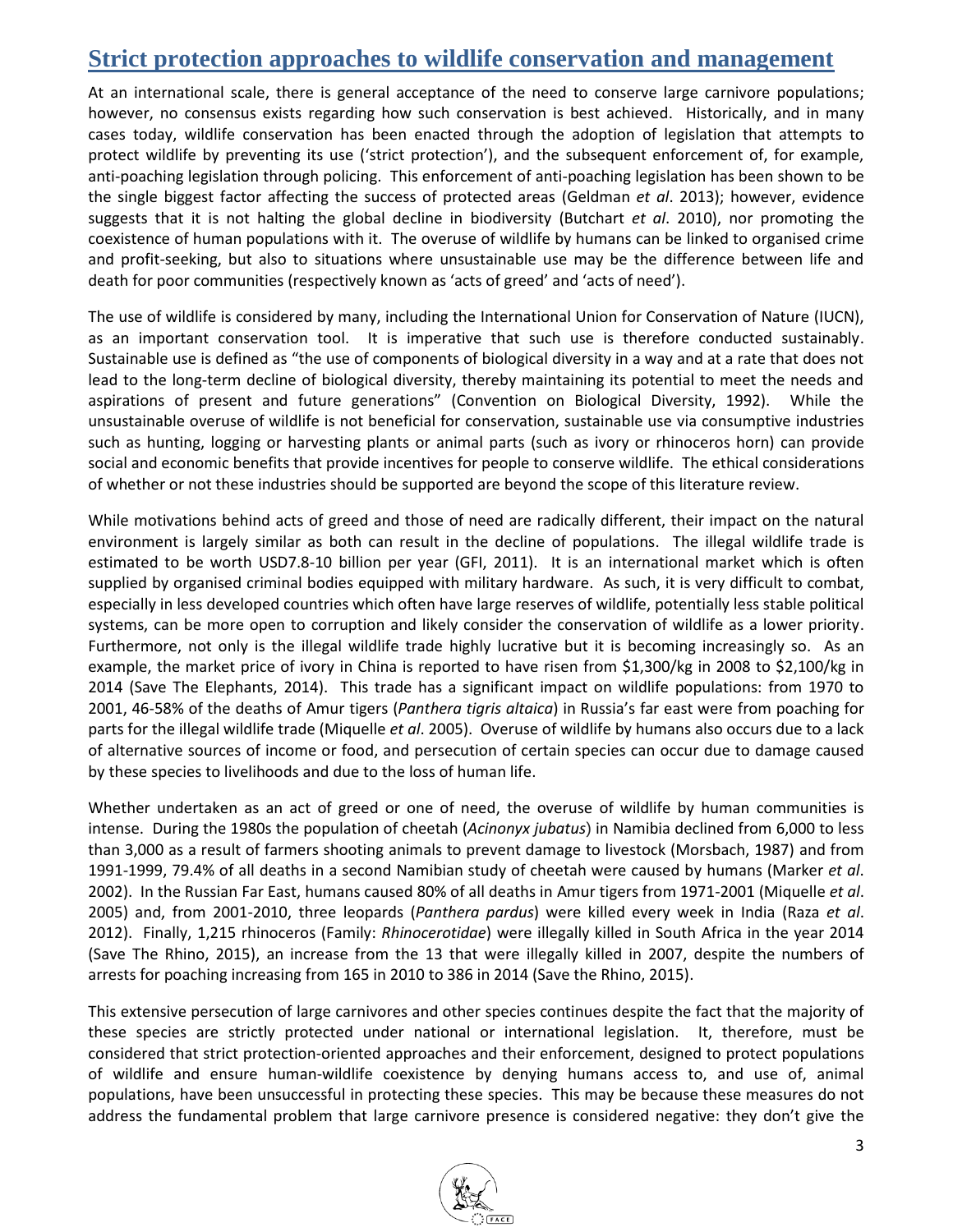## Strict protection approaches to wildlife conservation and management

At an international scale, there is general acceptance of the need to conserve large carnivore populations; however, no consensus exists regarding how such conservation is best achieved. Historically, and in many cases today, wildlife conservation has been enacted through the adoption of legislation that attempts to protect wildlife by preventing its use ('strict protection'), and the subsequent enforcement of, for example, anti-poaching legislation through policing. This enforcement of anti-poaching legislation has been shown to be the single biggest factor affecting the success of protected areas (Geldman *et al*. 2013); however, evidence suggests that it is not halting the global decline in biodiversity (Butchart *et al*. 2010), nor promoting the coexistence of human populations with it. The overuse of wildlife by humans can be linked to organised crime and profit-seeking, but also to situations where unsustainable use may be the difference between life and death for poor communities (respectively known as 'acts of greed' and 'acts of need').

The use of wildlife is considered by many, including the International Union for Conservation of Nature (IUCN), as an important conservation tool. It is imperative that such use is therefore conducted sustainably. Sustainable use is defined as "the use of components of biological diversity in a way and at a rate that does not lead to the long-term decline of biological diversity, thereby maintaining its potential to meet the needs and aspirations of present and future generations" (Convention on Biological Diversity, 1992). While the unsustainable overuse of wildlife is not beneficial for conservation, sustainable use via consumptive industries such as hunting, logging or harvesting plants or animal parts (such as ivory or rhinoceros horn) can provide social and economic benefits that provide incentives for people to conserve wildlife. The ethical considerations of whether or not these industries should be supported are beyond the scope of this literature review.

While motivations behind acts of greed and those of need are radically different, their impact on the natural environment is largely similar as both can result in the decline of populations. The illegal wildlife trade is estimated to be worth USD7.8-10 billion per year (GFI, 2011). It is an international market which is often supplied by organised criminal bodies equipped with military hardware. As such, it is very difficult to combat, especially in less developed countries which often have large reserves of wildlife, potentially less stable political systems, can be more open to corruption and likely consider the conservation of wildlife as a lower priority. Furthermore, not only is the illegal wildlife trade highly lucrative but it is becoming increasingly so. As an example, the market price of ivory in China is reported to have risen from $1,300/kg in 2008 to $2,100/kg in 2014 (Save The Elephants, 2014). This trade has a significant impact on wildlife populations: from 1970 to 2001, 46-58% of the deaths of Amur tigers (*Panthera tigris altaica*) in Russia's far east were from poaching for parts for the illegal wildlife trade (Miquelle *et al*. 2005). Overuse of wildlife by humans also occurs due to a lack of alternative sources of income or food, and persecution of certain species can occur due to damage caused by these species to livelihoods and due to the loss of human life.

Whether undertaken as an act of greed or one of need, the overuse of wildlife by human communities is intense. During the 1980s the population of cheetah (*Acinonyx jubatus*) in Namibia declined from 6,000 to less than 3,000 as a result of farmers shooting animals to prevent damage to livestock (Morsbach, 1987) and from 1991-1999, 79.4% of all deaths in a second Namibian study of cheetah were caused by humans (Marker *et al*. 2002). In the Russian Far East, humans caused 80% of all deaths in Amur tigers from 1971-2001 (Miquelle *et al*. 2005) and, from 2001-2010, three leopards (*Panthera pardus*) were killed every week in India (Raza *et al*. 2012). Finally, 1,215 rhinoceros (Family: *Rhinocerotidae*) were illegally killed in South Africa in the year 2014 (Save The Rhino, 2015), an increase from the 13 that were illegally killed in 2007, despite the numbers of arrests for poaching increasing from 165 in 2010 to 386 in 2014 (Save the Rhino, 2015).

This extensive persecution of large carnivores and other species continues despite the fact that the majority of these species are strictly protected under national or international legislation. It, therefore, must be considered that strict protection-oriented approaches and their enforcement, designed to protect populations of wildlife and ensure human-wildlife coexistence by denying humans access to, and use of, animal populations, have been unsuccessful in protecting these species. This may be because these measures do not address the fundamental problem that large carnivore presence is considered negative: they don't give the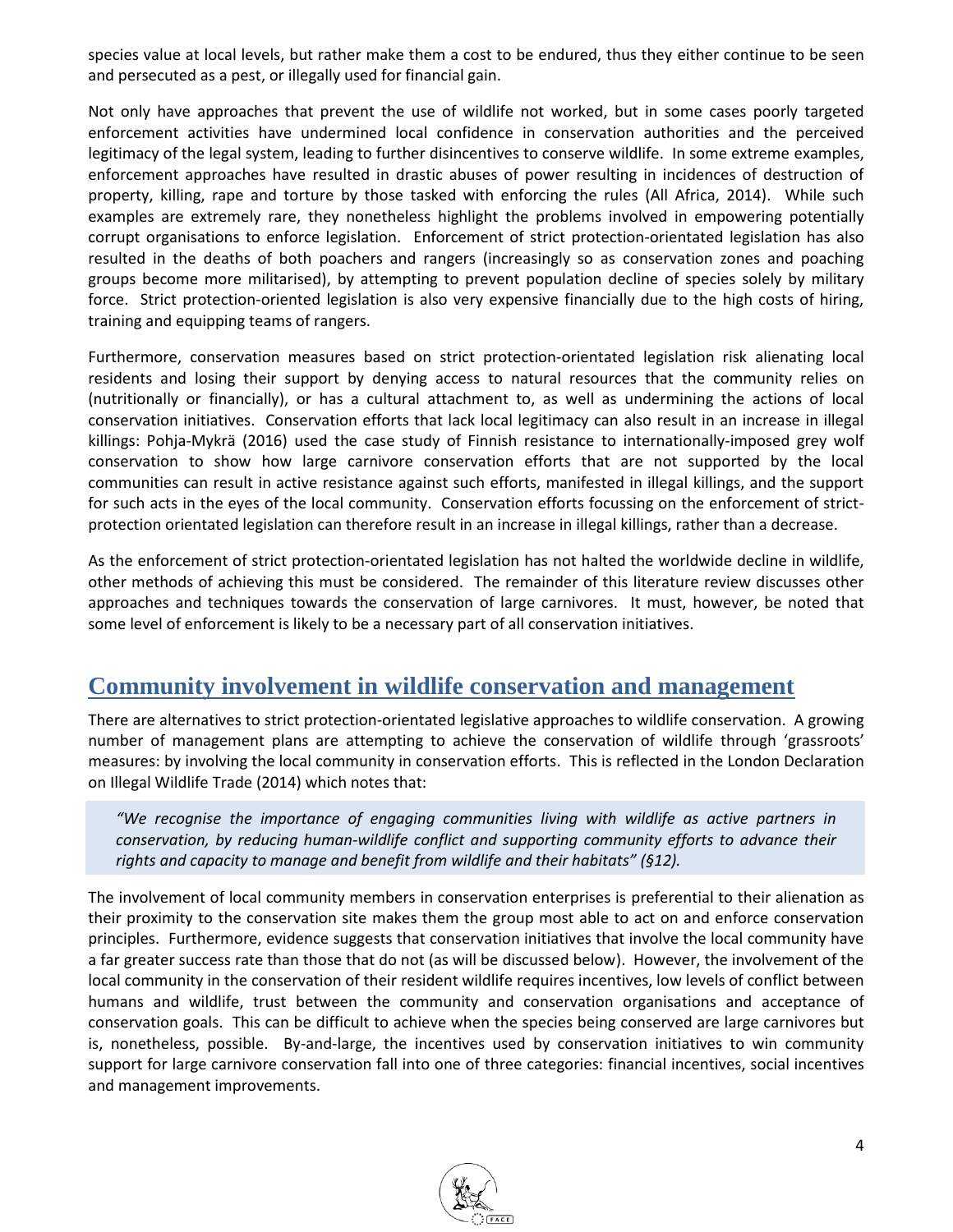species value at local levels, but rather make them a cost to be endured, thus they either continue to be seen and persecuted as a pest, or illegally used for financial gain.

Not only have approaches that prevent the use of wildlife not worked, but in some cases poorly targeted enforcement activities have undermined local confidence in conservation authorities and the perceived legitimacy of the legal system, leading to further disincentives to conserve wildlife. In some extreme examples, enforcement approaches have resulted in drastic abuses of power resulting in incidences of destruction of property, killing, rape and torture by those tasked with enforcing the rules (All Africa, 2014). While such examples are extremely rare, they nonetheless highlight the problems involved in empowering potentially corrupt organisations to enforce legislation. Enforcement of strict protection-orientated legislation has also resulted in the deaths of both poachers and rangers (increasingly so as conservation zones and poaching groups become more militarised), by attempting to prevent population decline of species solely by military force. Strict protection-oriented legislation is also very expensive financially due to the high costs of hiring, training and equipping teams of rangers.

Furthermore, conservation measures based on strict protection-orientated legislation risk alienating local residents and losing their support by denying access to natural resources that the community relies on (nutritionally or financially), or has a cultural attachment to, as well as undermining the actions of local conservation initiatives. Conservation efforts that lack local legitimacy can also result in an increase in illegal killings: Pohja-Mykrä (2016) used the case study of Finnish resistance to internationally-imposed grey wolf conservation to show how large carnivore conservation efforts that are not supported by the local communities can result in active resistance against such efforts, manifested in illegal killings, and the support for such acts in the eyes of the local community. Conservation efforts focussing on the enforcement of strict-protection orientated legislation can therefore result in an increase in illegal killings, rather than a decrease.

As the enforcement of strict protection-orientated legislation has not halted the worldwide decline in wildlife, other methods of achieving this must be considered. The remainder of this literature review discusses other approaches and techniques towards the conservation of large carnivores. It must, however, be noted that some level of enforcement is likely to be a necessary part of all conservation initiatives.

## Community involvement in wildlife conservation and management

There are alternatives to strict protection-orientated legislative approaches to wildlife conservation. A growing number of management plans are attempting to achieve the conservation of wildlife through 'grassroots' measures: by involving the local community in conservation efforts. This is reflected in the London Declaration on Illegal Wildlife Trade (2014) which notes that:

> *"We recognise the importance of engaging communities living with wildlife as active partners in conservation, by reducing human-wildlife conflict and supporting community efforts to advance their rights and capacity to manage and benefit from wildlife and their habitats" (§12).*

The involvement of local community members in conservation enterprises is preferential to their alienation as their proximity to the conservation site makes them the group most able to act on and enforce conservation principles. Furthermore, evidence suggests that conservation initiatives that involve the local community have a far greater success rate than those that do not (as will be discussed below). However, the involvement of the local community in the conservation of their resident wildlife requires incentives, low levels of conflict between humans and wildlife, trust between the community and conservation organisations and acceptance of conservation goals. This can be difficult to achieve when the species being conserved are large carnivores but is, nonetheless, possible. By-and-large, the incentives used by conservation initiatives to win community support for large carnivore conservation fall into one of three categories: financial incentives, social incentives and management improvements.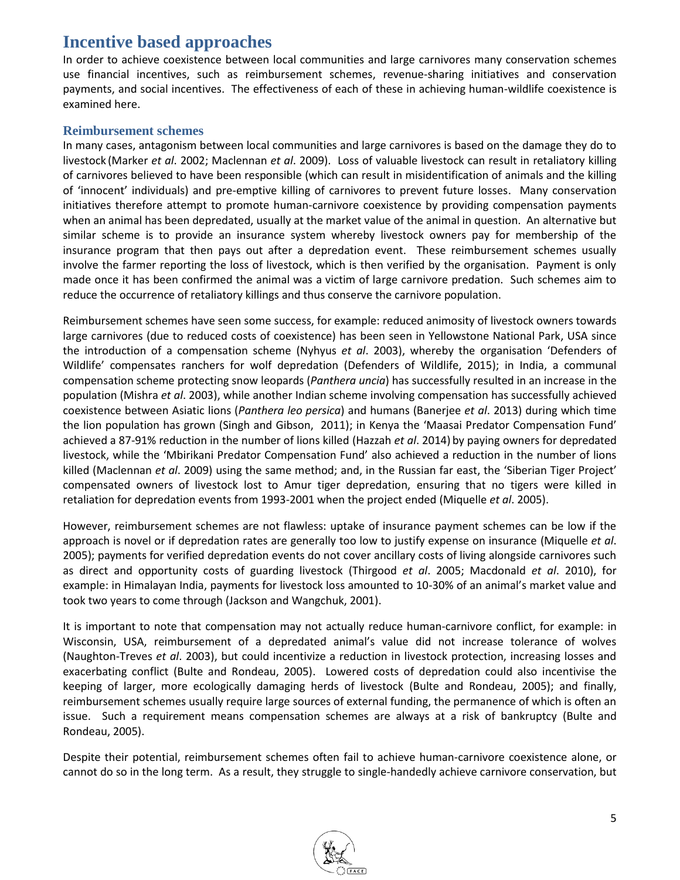## Incentive based approaches

In order to achieve coexistence between local communities and large carnivores many conservation schemes use financial incentives, such as reimbursement schemes, revenue-sharing initiatives and conservation payments, and social incentives. The effectiveness of each of these in achieving human-wildlife coexistence is examined here.

### Reimbursement schemes

In many cases, antagonism between local communities and large carnivores is based on the damage they do to livestock (Marker *et al*. 2002; Maclennan *et al*. 2009). Loss of valuable livestock can result in retaliatory killing of carnivores believed to have been responsible (which can result in misidentification of animals and the killing of 'innocent' individuals) and pre-emptive killing of carnivores to prevent future losses. Many conservation initiatives therefore attempt to promote human-carnivore coexistence by providing compensation payments when an animal has been depredated, usually at the market value of the animal in question. An alternative but similar scheme is to provide an insurance system whereby livestock owners pay for membership of the insurance program that then pays out after a depredation event. These reimbursement schemes usually involve the farmer reporting the loss of livestock, which is then verified by the organisation. Payment is only made once it has been confirmed the animal was a victim of large carnivore predation. Such schemes aim to reduce the occurrence of retaliatory killings and thus conserve the carnivore population.

Reimbursement schemes have seen some success, for example: reduced animosity of livestock owners towards large carnivores (due to reduced costs of coexistence) has been seen in Yellowstone National Park, USA since the introduction of a compensation scheme (Nyhyus *et al*. 2003), whereby the organisation 'Defenders of Wildlife' compensates ranchers for wolf depredation (Defenders of Wildlife, 2015); in India, a communal compensation scheme protecting snow leopards (*Panthera uncia*) has successfully resulted in an increase in the population (Mishra *et al*. 2003), while another Indian scheme involving compensation has successfully achieved coexistence between Asiatic lions (*Panthera leo persica*) and humans (Banerjee *et al*. 2013) during which time the lion population has grown (Singh and Gibson, 2011); in Kenya the 'Maasai Predator Compensation Fund' achieved a 87-91% reduction in the number of lions killed (Hazzah *et al*. 2014) by paying owners for depredated livestock, while the 'Mbirikani Predator Compensation Fund' also achieved a reduction in the number of lions killed (Maclennan *et al*. 2009) using the same method; and, in the Russian far east, the 'Siberian Tiger Project' compensated owners of livestock lost to Amur tiger depredation, ensuring that no tigers were killed in retaliation for depredation events from 1993-2001 when the project ended (Miquelle *et al*. 2005).

However, reimbursement schemes are not flawless: uptake of insurance payment schemes can be low if the approach is novel or if depredation rates are generally too low to justify expense on insurance (Miquelle *et al*. 2005); payments for verified depredation events do not cover ancillary costs of living alongside carnivores such as direct and opportunity costs of guarding livestock (Thirgood *et al*. 2005; Macdonald *et al*. 2010), for example: in Himalayan India, payments for livestock loss amounted to 10-30% of an animal's market value and took two years to come through (Jackson and Wangchuk, 2001).

It is important to note that compensation may not actually reduce human-carnivore conflict, for example: in Wisconsin, USA, reimbursement of a depredated animal's value did not increase tolerance of wolves (Naughton-Treves *et al*. 2003), but could incentivize a reduction in livestock protection, increasing losses and exacerbating conflict (Bulte and Rondeau, 2005). Lowered costs of depredation could also incentivise the keeping of larger, more ecologically damaging herds of livestock (Bulte and Rondeau, 2005); and finally, reimbursement schemes usually require large sources of external funding, the permanence of which is often an issue. Such a requirement means compensation schemes are always at a risk of bankruptcy (Bulte and Rondeau, 2005).

Despite their potential, reimbursement schemes often fail to achieve human-carnivore coexistence alone, or cannot do so in the long term. As a result, they struggle to single-handedly achieve carnivore conservation, but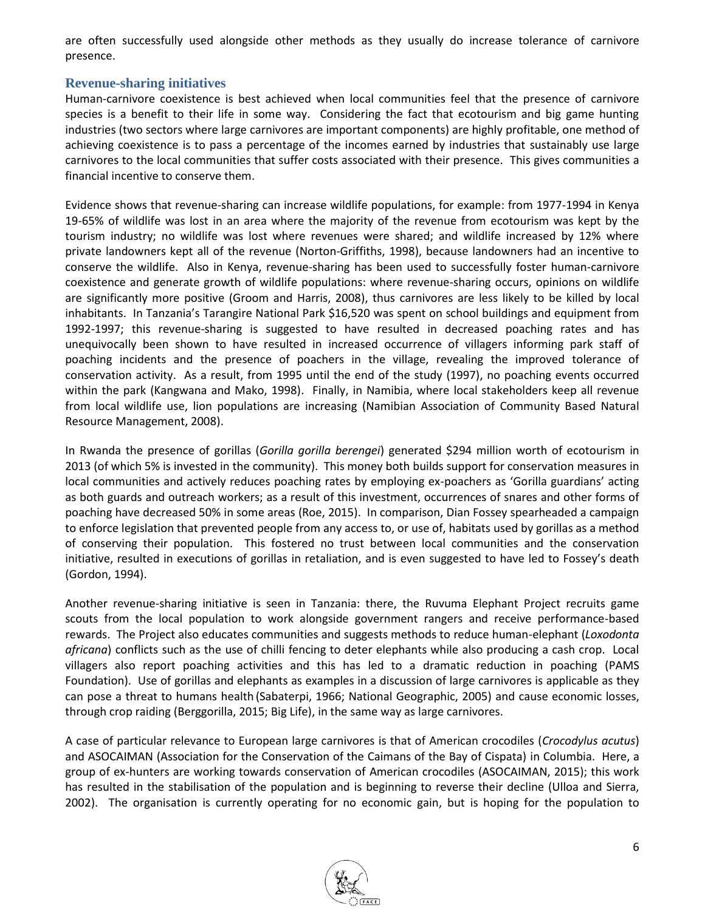are often successfully used alongside other methods as they usually do increase tolerance of carnivore presence.

## Revenue-sharing initiatives

Human-carnivore coexistence is best achieved when local communities feel that the presence of carnivore species is a benefit to their life in some way. Considering the fact that ecotourism and big game hunting industries (two sectors where large carnivores are important components) are highly profitable, one method of achieving coexistence is to pass a percentage of the incomes earned by industries that sustainably use large carnivores to the local communities that suffer costs associated with their presence. This gives communities a financial incentive to conserve them.

Evidence shows that revenue-sharing can increase wildlife populations, for example: from 1977-1994 in Kenya 19-65% of wildlife was lost in an area where the majority of the revenue from ecotourism was kept by the tourism industry; no wildlife was lost where revenues were shared; and wildlife increased by 12% where private landowners kept all of the revenue (Norton-Griffiths, 1998), because landowners had an incentive to conserve the wildlife. Also in Kenya, revenue-sharing has been used to successfully foster human-carnivore coexistence and generate growth of wildlife populations: where revenue-sharing occurs, opinions on wildlife are significantly more positive (Groom and Harris, 2008), thus carnivores are less likely to be killed by local inhabitants. In Tanzania's Tarangire National Park $16,520 was spent on school buildings and equipment from 1992-1997; this revenue-sharing is suggested to have resulted in decreased poaching rates and has unequivocally been shown to have resulted in increased occurrence of villagers informing park staff of poaching incidents and the presence of poachers in the village, revealing the improved tolerance of conservation activity. As a result, from 1995 until the end of the study (1997), no poaching events occurred within the park (Kangwana and Mako, 1998). Finally, in Namibia, where local stakeholders keep all revenue from local wildlife use, lion populations are increasing (Namibian Association of Community Based Natural Resource Management, 2008).

In Rwanda the presence of gorillas (*Gorilla gorilla berengei*) generated $294 million worth of ecotourism in 2013 (of which 5% is invested in the community). This money both builds support for conservation measures in local communities and actively reduces poaching rates by employing ex-poachers as 'Gorilla guardians' acting as both guards and outreach workers; as a result of this investment, occurrences of snares and other forms of poaching have decreased 50% in some areas (Roe, 2015). In comparison, Dian Fossey spearheaded a campaign to enforce legislation that prevented people from any access to, or use of, habitats used by gorillas as a method of conserving their population. This fostered no trust between local communities and the conservation initiative, resulted in executions of gorillas in retaliation, and is even suggested to have led to Fossey's death (Gordon, 1994).

Another revenue-sharing initiative is seen in Tanzania: there, the Ruvuma Elephant Project recruits game scouts from the local population to work alongside government rangers and receive performance-based rewards. The Project also educates communities and suggests methods to reduce human-elephant (*Loxodonta africana*) conflicts such as the use of chilli fencing to deter elephants while also producing a cash crop. Local villagers also report poaching activities and this has led to a dramatic reduction in poaching (PAMS Foundation). Use of gorillas and elephants as examples in a discussion of large carnivores is applicable as they can pose a threat to humans health (Sabaterpi, 1966; National Geographic, 2005) and cause economic losses, through crop raiding (Berggorilla, 2015; Big Life), in the same way as large carnivores.

A case of particular relevance to European large carnivores is that of American crocodiles (*Crocodylus acutus*) and ASOCAIMAN (Association for the Conservation of the Caimans of the Bay of Cispata) in Columbia. Here, a group of ex-hunters are working towards conservation of American crocodiles (ASOCAIMAN, 2015); this work has resulted in the stabilisation of the population and is beginning to reverse their decline (Ulloa and Sierra, 2002). The organisation is currently operating for no economic gain, but is hoping for the population to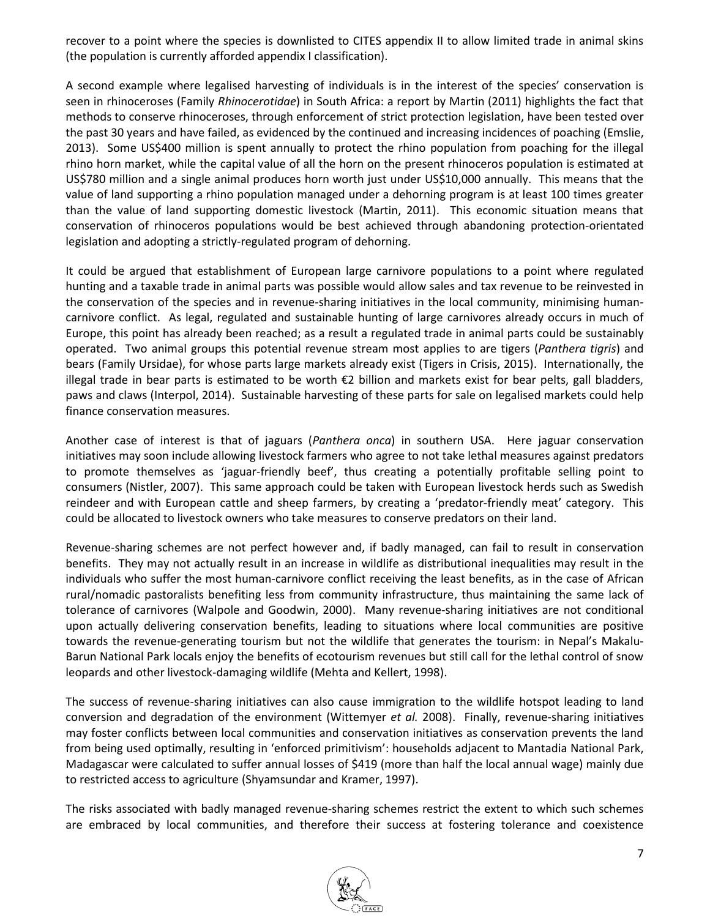recover to a point where the species is downlisted to CITES appendix II to allow limited trade in animal skins (the population is currently afforded appendix I classification).

A second example where legalised harvesting of individuals is in the interest of the species' conservation is seen in rhinoceroses (Family *Rhinocerotidae*) in South Africa: a report by Martin (2011) highlights the fact that methods to conserve rhinoceroses, through enforcement of strict protection legislation, have been tested over the past 30 years and have failed, as evidenced by the continued and increasing incidences of poaching (Emslie, 2013). Some US$400 million is spent annually to protect the rhino population from poaching for the illegal rhino horn market, while the capital value of all the horn on the present rhinoceros population is estimated at US$780 million and a single animal produces horn worth just under US$10,000 annually. This means that the value of land supporting a rhino population managed under a dehorning program is at least 100 times greater than the value of land supporting domestic livestock (Martin, 2011). This economic situation means that conservation of rhinoceros populations would be best achieved through abandoning protection-orientated legislation and adopting a strictly-regulated program of dehorning.

It could be argued that establishment of European large carnivore populations to a point where regulated hunting and a taxable trade in animal parts was possible would allow sales and tax revenue to be reinvested in the conservation of the species and in revenue-sharing initiatives in the local community, minimising human-carnivore conflict. As legal, regulated and sustainable hunting of large carnivores already occurs in much of Europe, this point has already been reached; as a result a regulated trade in animal parts could be sustainably operated. Two animal groups this potential revenue stream most applies to are tigers (*Panthera tigris*) and bears (Family Ursidae), for whose parts large markets already exist (Tigers in Crisis, 2015). Internationally, the illegal trade in bear parts is estimated to be worth €2 billion and markets exist for bear pelts, gall bladders, paws and claws (Interpol, 2014). Sustainable harvesting of these parts for sale on legalised markets could help finance conservation measures.

Another case of interest is that of jaguars (*Panthera onca*) in southern USA. Here jaguar conservation initiatives may soon include allowing livestock farmers who agree to not take lethal measures against predators to promote themselves as 'jaguar-friendly beef', thus creating a potentially profitable selling point to consumers (Nistler, 2007). This same approach could be taken with European livestock herds such as Swedish reindeer and with European cattle and sheep farmers, by creating a 'predator-friendly meat' category. This could be allocated to livestock owners who take measures to conserve predators on their land.

Revenue-sharing schemes are not perfect however and, if badly managed, can fail to result in conservation benefits. They may not actually result in an increase in wildlife as distributional inequalities may result in the individuals who suffer the most human-carnivore conflict receiving the least benefits, as in the case of African rural/nomadic pastoralists benefiting less from community infrastructure, thus maintaining the same lack of tolerance of carnivores (Walpole and Goodwin, 2000). Many revenue-sharing initiatives are not conditional upon actually delivering conservation benefits, leading to situations where local communities are positive towards the revenue-generating tourism but not the wildlife that generates the tourism: in Nepal's Makalu-Barun National Park locals enjoy the benefits of ecotourism revenues but still call for the lethal control of snow leopards and other livestock-damaging wildlife (Mehta and Kellert, 1998).

The success of revenue-sharing initiatives can also cause immigration to the wildlife hotspot leading to land conversion and degradation of the environment (Wittemyer *et al.* 2008). Finally, revenue-sharing initiatives may foster conflicts between local communities and conservation initiatives as conservation prevents the land from being used optimally, resulting in 'enforced primitivism': households adjacent to Mantadia National Park, Madagascar were calculated to suffer annual losses of $419 (more than half the local annual wage) mainly due to restricted access to agriculture (Shyamsundar and Kramer, 1997).

The risks associated with badly managed revenue-sharing schemes restrict the extent to which such schemes are embraced by local communities, and therefore their success at fostering tolerance and coexistence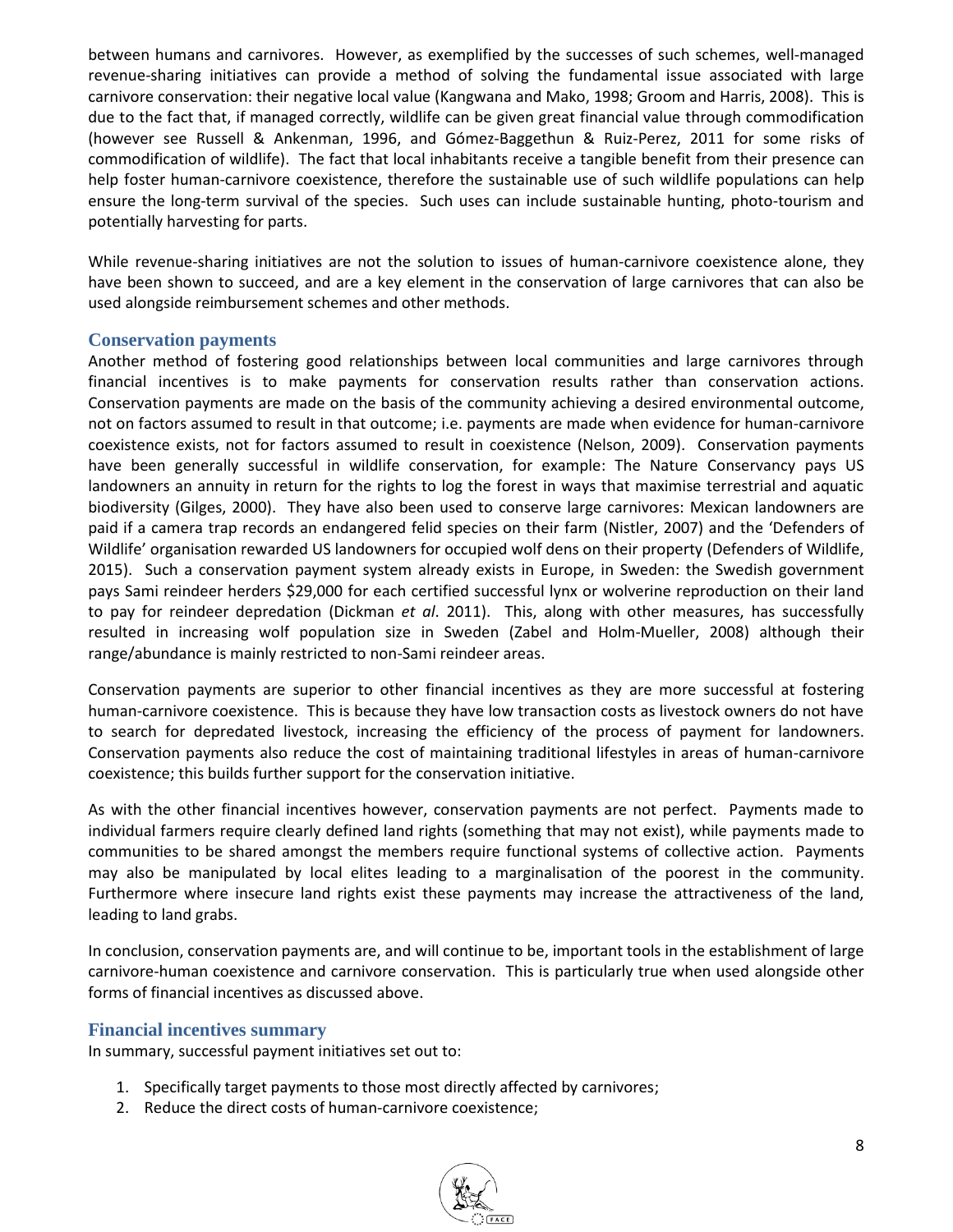between humans and carnivores. However, as exemplified by the successes of such schemes, well-managed revenue-sharing initiatives can provide a method of solving the fundamental issue associated with large carnivore conservation: their negative local value (Kangwana and Mako, 1998; Groom and Harris, 2008). This is due to the fact that, if managed correctly, wildlife can be given great financial value through commodification (however see Russell & Ankenman, 1996, and Gómez-Baggethun & Ruiz-Perez, 2011 for some risks of commodification of wildlife). The fact that local inhabitants receive a tangible benefit from their presence can help foster human-carnivore coexistence, therefore the sustainable use of such wildlife populations can help ensure the long-term survival of the species. Such uses can include sustainable hunting, photo-tourism and potentially harvesting for parts.

While revenue-sharing initiatives are not the solution to issues of human-carnivore coexistence alone, they have been shown to succeed, and are a key element in the conservation of large carnivores that can also be used alongside reimbursement schemes and other methods.

## Conservation payments

Another method of fostering good relationships between local communities and large carnivores through financial incentives is to make payments for conservation results rather than conservation actions. Conservation payments are made on the basis of the community achieving a desired environmental outcome, not on factors assumed to result in that outcome; i.e. payments are made when evidence for human-carnivore coexistence exists, not for factors assumed to result in coexistence (Nelson, 2009). Conservation payments have been generally successful in wildlife conservation, for example: The Nature Conservancy pays US landowners an annuity in return for the rights to log the forest in ways that maximise terrestrial and aquatic biodiversity (Gilges, 2000). They have also been used to conserve large carnivores: Mexican landowners are paid if a camera trap records an endangered felid species on their farm (Nistler, 2007) and the 'Defenders of Wildlife' organisation rewarded US landowners for occupied wolf dens on their property (Defenders of Wildlife, 2015). Such a conservation payment system already exists in Europe, in Sweden: the Swedish government pays Sami reindeer herders \$29,000 for each certified successful lynx or wolverine reproduction on their land to pay for reindeer depredation (Dickman *et al*. 2011). This, along with other measures, has successfully resulted in increasing wolf population size in Sweden (Zabel and Holm-Mueller, 2008) although their range/abundance is mainly restricted to non-Sami reindeer areas.

Conservation payments are superior to other financial incentives as they are more successful at fostering human-carnivore coexistence. This is because they have low transaction costs as livestock owners do not have to search for depredated livestock, increasing the efficiency of the process of payment for landowners. Conservation payments also reduce the cost of maintaining traditional lifestyles in areas of human-carnivore coexistence; this builds further support for the conservation initiative.

As with the other financial incentives however, conservation payments are not perfect. Payments made to individual farmers require clearly defined land rights (something that may not exist), while payments made to communities to be shared amongst the members require functional systems of collective action. Payments may also be manipulated by local elites leading to a marginalisation of the poorest in the community. Furthermore where insecure land rights exist these payments may increase the attractiveness of the land, leading to land grabs.

In conclusion, conservation payments are, and will continue to be, important tools in the establishment of large carnivore-human coexistence and carnivore conservation. This is particularly true when used alongside other forms of financial incentives as discussed above.

## Financial incentives summary

In summary, successful payment initiatives set out to:

1. Specifically target payments to those most directly affected by carnivores;
2. Reduce the direct costs of human-carnivore coexistence;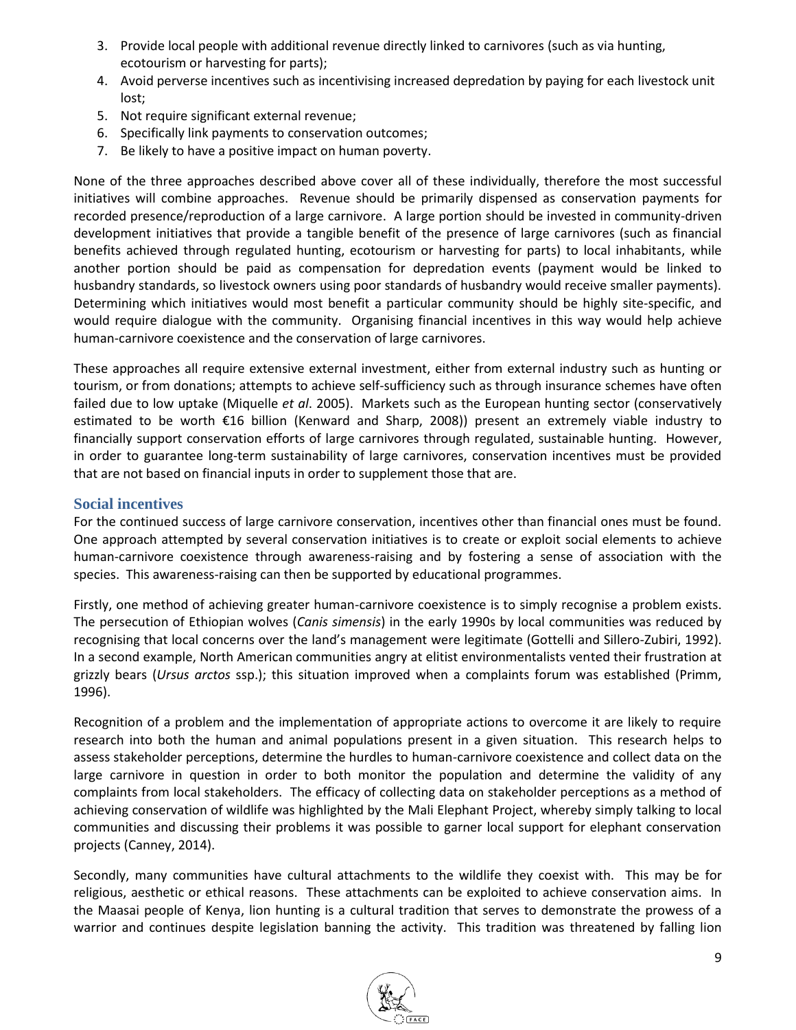3. Provide local people with additional revenue directly linked to carnivores (such as via hunting, ecotourism or harvesting for parts);
4. Avoid perverse incentives such as incentivising increased depredation by paying for each livestock unit lost;
5. Not require significant external revenue;
6. Specifically link payments to conservation outcomes;
7. Be likely to have a positive impact on human poverty.

None of the three approaches described above cover all of these individually, therefore the most successful initiatives will combine approaches. Revenue should be primarily dispensed as conservation payments for recorded presence/reproduction of a large carnivore. A large portion should be invested in community-driven development initiatives that provide a tangible benefit of the presence of large carnivores (such as financial benefits achieved through regulated hunting, ecotourism or harvesting for parts) to local inhabitants, while another portion should be paid as compensation for depredation events (payment would be linked to husbandry standards, so livestock owners using poor standards of husbandry would receive smaller payments). Determining which initiatives would most benefit a particular community should be highly site-specific, and would require dialogue with the community. Organising financial incentives in this way would help achieve human-carnivore coexistence and the conservation of large carnivores.

These approaches all require extensive external investment, either from external industry such as hunting or tourism, or from donations; attempts to achieve self-sufficiency such as through insurance schemes have often failed due to low uptake (Miquelle *et al*. 2005). Markets such as the European hunting sector (conservatively estimated to be worth €16 billion (Kenward and Sharp, 2008)) present an extremely viable industry to financially support conservation efforts of large carnivores through regulated, sustainable hunting. However, in order to guarantee long-term sustainability of large carnivores, conservation incentives must be provided that are not based on financial inputs in order to supplement those that are.

## Social incentives

For the continued success of large carnivore conservation, incentives other than financial ones must be found. One approach attempted by several conservation initiatives is to create or exploit social elements to achieve human-carnivore coexistence through awareness-raising and by fostering a sense of association with the species. This awareness-raising can then be supported by educational programmes.

Firstly, one method of achieving greater human-carnivore coexistence is to simply recognise a problem exists. The persecution of Ethiopian wolves (*Canis simensis*) in the early 1990s by local communities was reduced by recognising that local concerns over the land's management were legitimate (Gottelli and Sillero-Zubiri, 1992). In a second example, North American communities angry at elitist environmentalists vented their frustration at grizzly bears (*Ursus arctos* ssp.); this situation improved when a complaints forum was established (Primm, 1996).

Recognition of a problem and the implementation of appropriate actions to overcome it are likely to require research into both the human and animal populations present in a given situation. This research helps to assess stakeholder perceptions, determine the hurdles to human-carnivore coexistence and collect data on the large carnivore in question in order to both monitor the population and determine the validity of any complaints from local stakeholders. The efficacy of collecting data on stakeholder perceptions as a method of achieving conservation of wildlife was highlighted by the Mali Elephant Project, whereby simply talking to local communities and discussing their problems it was possible to garner local support for elephant conservation projects (Canney, 2014).

Secondly, many communities have cultural attachments to the wildlife they coexist with. This may be for religious, aesthetic or ethical reasons. These attachments can be exploited to achieve conservation aims. In the Maasai people of Kenya, lion hunting is a cultural tradition that serves to demonstrate the prowess of a warrior and continues despite legislation banning the activity. This tradition was threatened by falling lion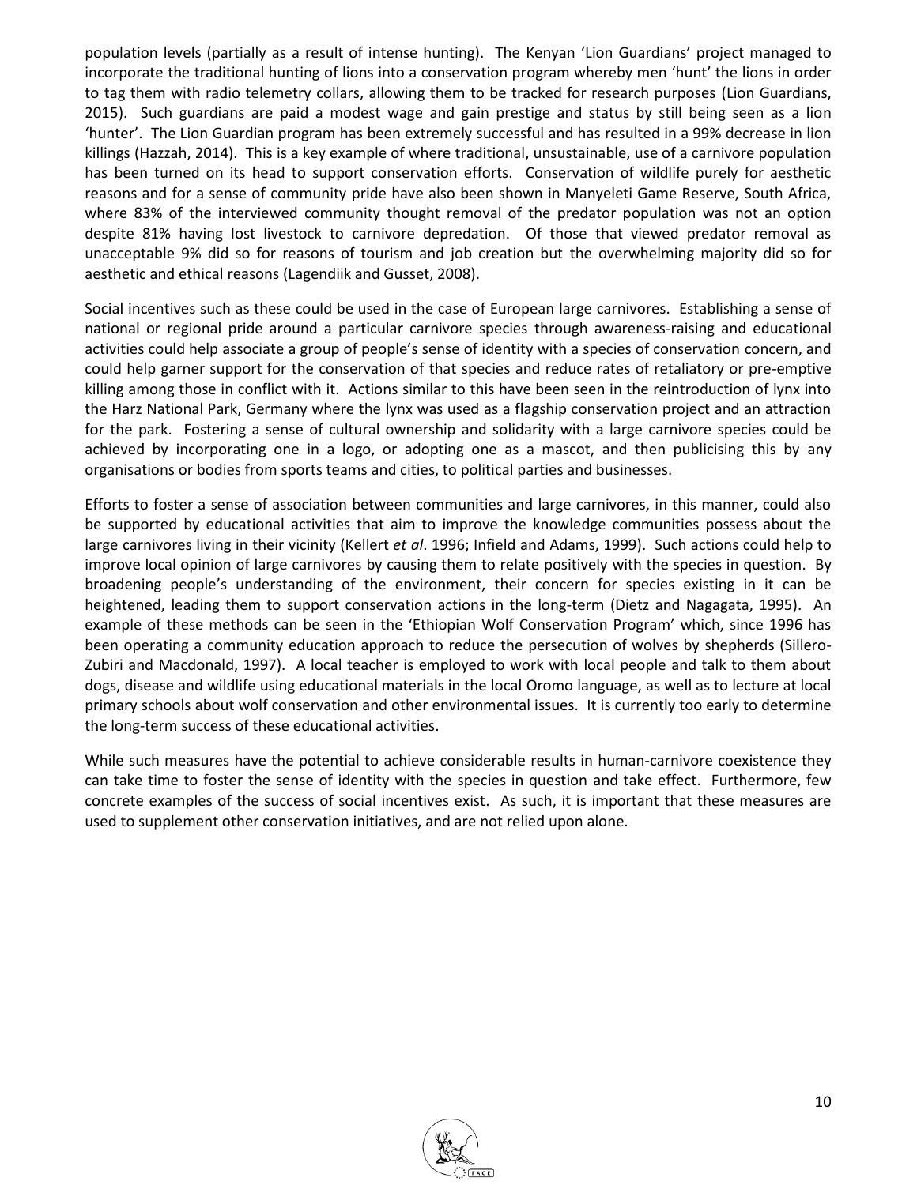population levels (partially as a result of intense hunting). The Kenyan 'Lion Guardians' project managed to incorporate the traditional hunting of lions into a conservation program whereby men 'hunt' the lions in order to tag them with radio telemetry collars, allowing them to be tracked for research purposes (Lion Guardians, 2015). Such guardians are paid a modest wage and gain prestige and status by still being seen as a lion 'hunter'. The Lion Guardian program has been extremely successful and has resulted in a 99% decrease in lion killings (Hazzah, 2014). This is a key example of where traditional, unsustainable, use of a carnivore population has been turned on its head to support conservation efforts. Conservation of wildlife purely for aesthetic reasons and for a sense of community pride have also been shown in Manyeleti Game Reserve, South Africa, where 83% of the interviewed community thought removal of the predator population was not an option despite 81% having lost livestock to carnivore depredation. Of those that viewed predator removal as unacceptable 9% did so for reasons of tourism and job creation but the overwhelming majority did so for aesthetic and ethical reasons (Lagendiik and Gusset, 2008).

Social incentives such as these could be used in the case of European large carnivores. Establishing a sense of national or regional pride around a particular carnivore species through awareness-raising and educational activities could help associate a group of people's sense of identity with a species of conservation concern, and could help garner support for the conservation of that species and reduce rates of retaliatory or pre-emptive killing among those in conflict with it. Actions similar to this have been seen in the reintroduction of lynx into the Harz National Park, Germany where the lynx was used as a flagship conservation project and an attraction for the park. Fostering a sense of cultural ownership and solidarity with a large carnivore species could be achieved by incorporating one in a logo, or adopting one as a mascot, and then publicising this by any organisations or bodies from sports teams and cities, to political parties and businesses.

Efforts to foster a sense of association between communities and large carnivores, in this manner, could also be supported by educational activities that aim to improve the knowledge communities possess about the large carnivores living in their vicinity (Kellert *et al*. 1996; Infield and Adams, 1999). Such actions could help to improve local opinion of large carnivores by causing them to relate positively with the species in question. By broadening people's understanding of the environment, their concern for species existing in it can be heightened, leading them to support conservation actions in the long-term (Dietz and Nagagata, 1995). An example of these methods can be seen in the 'Ethiopian Wolf Conservation Program' which, since 1996 has been operating a community education approach to reduce the persecution of wolves by shepherds (Sillero-Zubiri and Macdonald, 1997). A local teacher is employed to work with local people and talk to them about dogs, disease and wildlife using educational materials in the local Oromo language, as well as to lecture at local primary schools about wolf conservation and other environmental issues. It is currently too early to determine the long-term success of these educational activities.

While such measures have the potential to achieve considerable results in human-carnivore coexistence they can take time to foster the sense of identity with the species in question and take effect. Furthermore, few concrete examples of the success of social incentives exist. As such, it is important that these measures are used to supplement other conservation initiatives, and are not relied upon alone.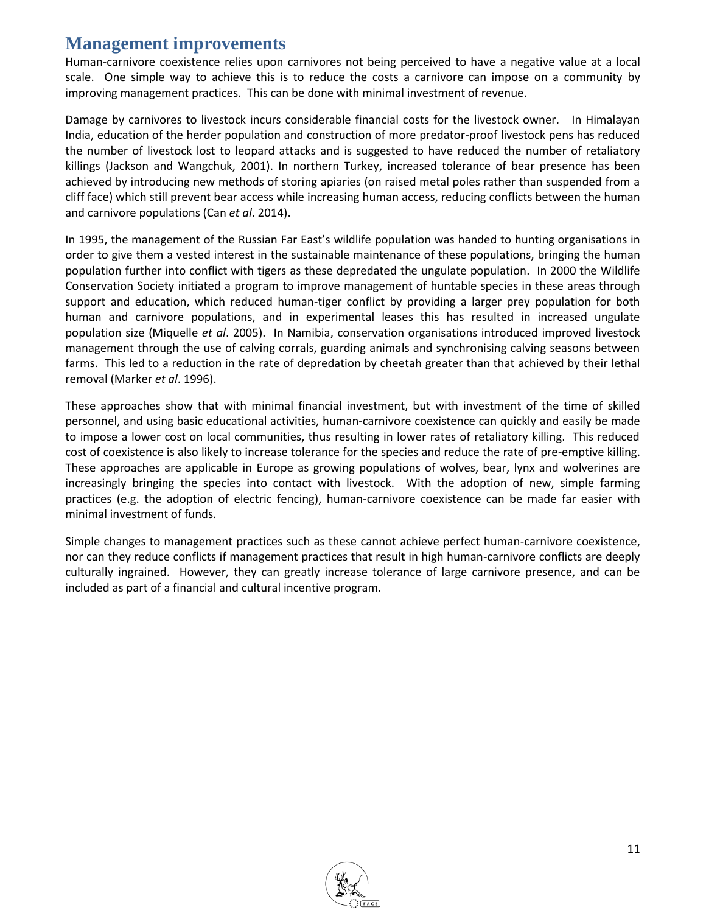## Management improvements

Human-carnivore coexistence relies upon carnivores not being perceived to have a negative value at a local scale. One simple way to achieve this is to reduce the costs a carnivore can impose on a community by improving management practices. This can be done with minimal investment of revenue.

Damage by carnivores to livestock incurs considerable financial costs for the livestock owner. In Himalayan India, education of the herder population and construction of more predator-proof livestock pens has reduced the number of livestock lost to leopard attacks and is suggested to have reduced the number of retaliatory killings (Jackson and Wangchuk, 2001). In northern Turkey, increased tolerance of bear presence has been achieved by introducing new methods of storing apiaries (on raised metal poles rather than suspended from a cliff face) which still prevent bear access while increasing human access, reducing conflicts between the human and carnivore populations (Can *et al*. 2014).

In 1995, the management of the Russian Far East's wildlife population was handed to hunting organisations in order to give them a vested interest in the sustainable maintenance of these populations, bringing the human population further into conflict with tigers as these depredated the ungulate population. In 2000 the Wildlife Conservation Society initiated a program to improve management of huntable species in these areas through support and education, which reduced human-tiger conflict by providing a larger prey population for both human and carnivore populations, and in experimental leases this has resulted in increased ungulate population size (Miquelle *et al*. 2005). In Namibia, conservation organisations introduced improved livestock management through the use of calving corrals, guarding animals and synchronising calving seasons between farms. This led to a reduction in the rate of depredation by cheetah greater than that achieved by their lethal removal (Marker *et al*. 1996).

These approaches show that with minimal financial investment, but with investment of the time of skilled personnel, and using basic educational activities, human-carnivore coexistence can quickly and easily be made to impose a lower cost on local communities, thus resulting in lower rates of retaliatory killing. This reduced cost of coexistence is also likely to increase tolerance for the species and reduce the rate of pre-emptive killing. These approaches are applicable in Europe as growing populations of wolves, bear, lynx and wolverines are increasingly bringing the species into contact with livestock. With the adoption of new, simple farming practices (e.g. the adoption of electric fencing), human-carnivore coexistence can be made far easier with minimal investment of funds.

Simple changes to management practices such as these cannot achieve perfect human-carnivore coexistence, nor can they reduce conflicts if management practices that result in high human-carnivore conflicts are deeply culturally ingrained. However, they can greatly increase tolerance of large carnivore presence, and can be included as part of a financial and cultural incentive program.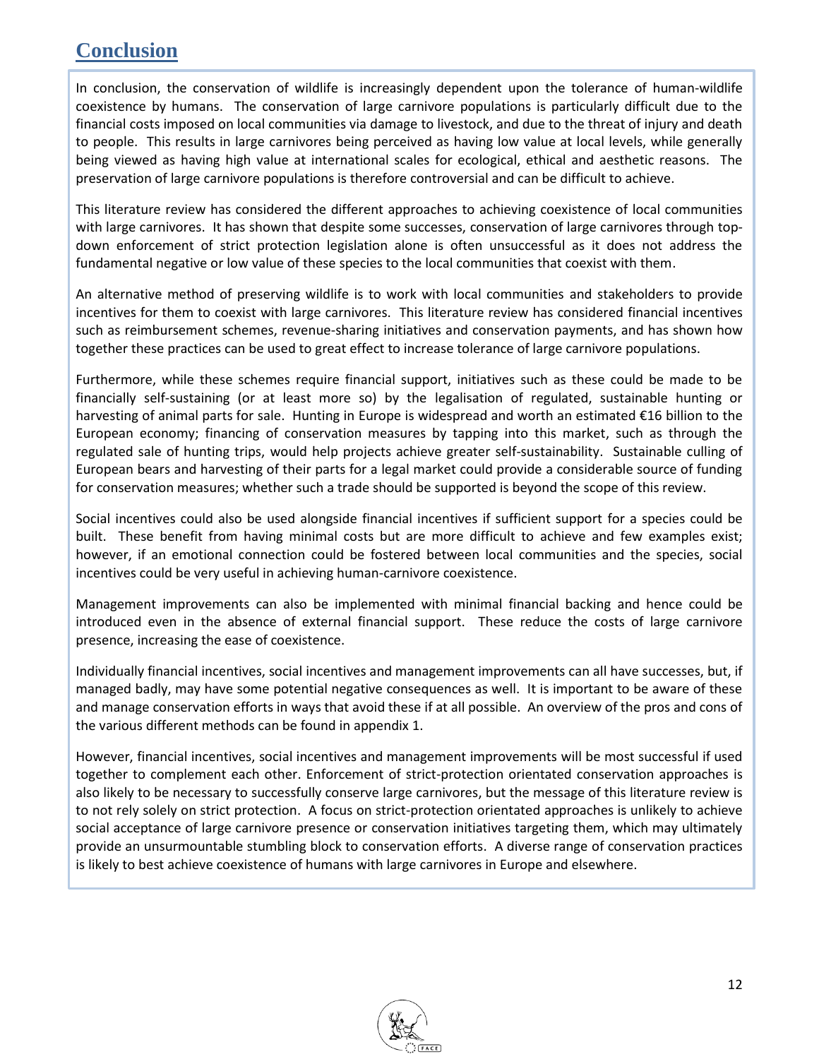# Conclusion

In conclusion, the conservation of wildlife is increasingly dependent upon the tolerance of human-wildlife coexistence by humans. The conservation of large carnivore populations is particularly difficult due to the financial costs imposed on local communities via damage to livestock, and due to the threat of injury and death to people. This results in large carnivores being perceived as having low value at local levels, while generally being viewed as having high value at international scales for ecological, ethical and aesthetic reasons. The preservation of large carnivore populations is therefore controversial and can be difficult to achieve.

This literature review has considered the different approaches to achieving coexistence of local communities with large carnivores. It has shown that despite some successes, conservation of large carnivores through top-down enforcement of strict protection legislation alone is often unsuccessful as it does not address the fundamental negative or low value of these species to the local communities that coexist with them.

An alternative method of preserving wildlife is to work with local communities and stakeholders to provide incentives for them to coexist with large carnivores. This literature review has considered financial incentives such as reimbursement schemes, revenue-sharing initiatives and conservation payments, and has shown how together these practices can be used to great effect to increase tolerance of large carnivore populations.

Furthermore, while these schemes require financial support, initiatives such as these could be made to be financially self-sustaining (or at least more so) by the legalisation of regulated, sustainable hunting or harvesting of animal parts for sale. Hunting in Europe is widespread and worth an estimated €16 billion to the European economy; financing of conservation measures by tapping into this market, such as through the regulated sale of hunting trips, would help projects achieve greater self-sustainability. Sustainable culling of European bears and harvesting of their parts for a legal market could provide a considerable source of funding for conservation measures; whether such a trade should be supported is beyond the scope of this review.

Social incentives could also be used alongside financial incentives if sufficient support for a species could be built. These benefit from having minimal costs but are more difficult to achieve and few examples exist; however, if an emotional connection could be fostered between local communities and the species, social incentives could be very useful in achieving human-carnivore coexistence.

Management improvements can also be implemented with minimal financial backing and hence could be introduced even in the absence of external financial support. These reduce the costs of large carnivore presence, increasing the ease of coexistence.

Individually financial incentives, social incentives and management improvements can all have successes, but, if managed badly, may have some potential negative consequences as well. It is important to be aware of these and manage conservation efforts in ways that avoid these if at all possible. An overview of the pros and cons of the various different methods can be found in appendix 1.

However, financial incentives, social incentives and management improvements will be most successful if used together to complement each other. Enforcement of strict-protection orientated conservation approaches is also likely to be necessary to successfully conserve large carnivores, but the message of this literature review is to not rely solely on strict protection. A focus on strict-protection orientated approaches is unlikely to achieve social acceptance of large carnivore presence or conservation initiatives targeting them, which may ultimately provide an unsurmountable stumbling block to conservation efforts. A diverse range of conservation practices is likely to best achieve coexistence of humans with large carnivores in Europe and elsewhere.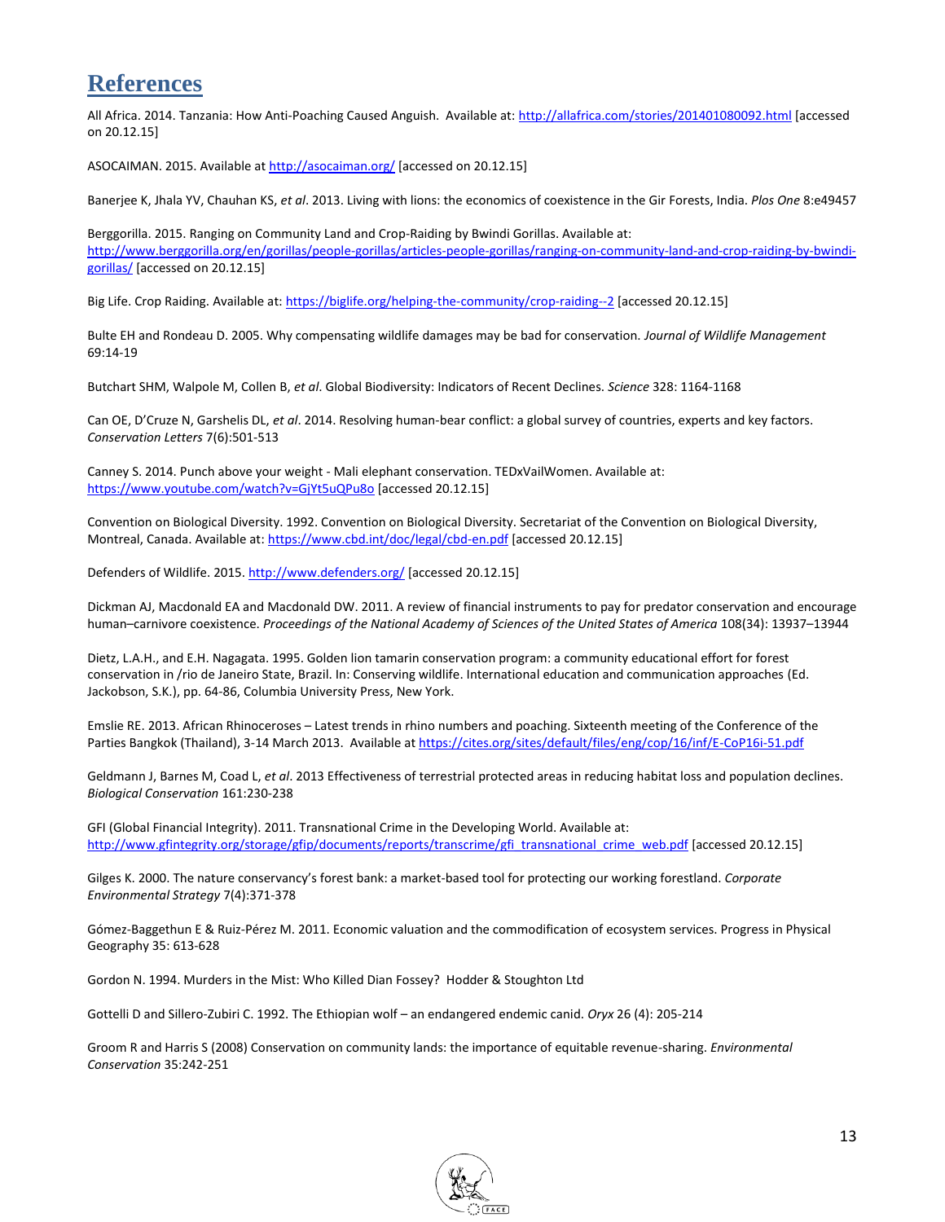# References

All Africa. 2014. Tanzania: How Anti-Poaching Caused Anguish. Available at: http://allafrica.com/stories/201401080092.html [accessed on 20.12.15]

ASOCAIMAN. 2015. Available at http://asocaiman.org/ [accessed on 20.12.15]

Banerjee K, Jhala YV, Chauhan KS, *et al*. 2013. Living with lions: the economics of coexistence in the Gir Forests, India. *Plos One* 8:e49457

Berggorilla. 2015. Ranging on Community Land and Crop-Raiding by Bwindi Gorillas. Available at: http://www.berggorilla.org/en/gorillas/people-gorillas/articles-people-gorillas/ranging-on-community-land-and-crop-raiding-by-bwindi-gorillas/ [accessed on 20.12.15]

Big Life. Crop Raiding. Available at: https://biglife.org/helping-the-community/crop-raiding--2 [accessed 20.12.15]

Bulte EH and Rondeau D. 2005. Why compensating wildlife damages may be bad for conservation. *Journal of Wildlife Management* 69:14-19

Butchart SHM, Walpole M, Collen B, *et al*. Global Biodiversity: Indicators of Recent Declines. *Science* 328: 1164-1168

Can OE, D'Cruze N, Garshelis DL, *et al*. 2014. Resolving human-bear conflict: a global survey of countries, experts and key factors. *Conservation Letters* 7(6):501-513

Canney S. 2014. Punch above your weight - Mali elephant conservation. TEDxVailWomen. Available at: https://www.youtube.com/watch?v=GjYt5uQPu8o [accessed 20.12.15]

Convention on Biological Diversity. 1992. Convention on Biological Diversity. Secretariat of the Convention on Biological Diversity, Montreal, Canada. Available at: https://www.cbd.int/doc/legal/cbd-en.pdf [accessed 20.12.15]

Defenders of Wildlife. 2015. http://www.defenders.org/ [accessed 20.12.15]

Dickman AJ, Macdonald EA and Macdonald DW. 2011. A review of financial instruments to pay for predator conservation and encourage human–carnivore coexistence. *Proceedings of the National Academy of Sciences of the United States of America* 108(34): 13937–13944

Dietz, L.A.H., and E.H. Nagagata. 1995. Golden lion tamarin conservation program: a community educational effort for forest conservation in /rio de Janeiro State, Brazil. In: Conserving wildlife. International education and communication approaches (Ed. Jackobson, S.K.), pp. 64-86, Columbia University Press, New York.

Emslie RE. 2013. African Rhinoceroses – Latest trends in rhino numbers and poaching. Sixteenth meeting of the Conference of the Parties Bangkok (Thailand), 3-14 March 2013. Available at https://cites.org/sites/default/files/eng/cop/16/inf/E-CoP16i-51.pdf

Geldmann J, Barnes M, Coad L, *et al*. 2013 Effectiveness of terrestrial protected areas in reducing habitat loss and population declines. *Biological Conservation* 161:230-238

GFI (Global Financial Integrity). 2011. Transnational Crime in the Developing World. Available at: http://www.gfintegrity.org/storage/gfip/documents/reports/transcrime/gfi_transnational_crime_web.pdf [accessed 20.12.15]

Gilges K. 2000. The nature conservancy's forest bank: a market-based tool for protecting our working forestland. *Corporate Environmental Strategy* 7(4):371-378

Gómez-Baggethun E & Ruiz-Pérez M. 2011. Economic valuation and the commodification of ecosystem services. Progress in Physical Geography 35: 613-628

Gordon N. 1994. Murders in the Mist: Who Killed Dian Fossey? Hodder & Stoughton Ltd

Gottelli D and Sillero-Zubiri C. 1992. The Ethiopian wolf – an endangered endemic canid. *Oryx* 26 (4): 205-214

Groom R and Harris S (2008) Conservation on community lands: the importance of equitable revenue-sharing. *Environmental Conservation* 35:242-251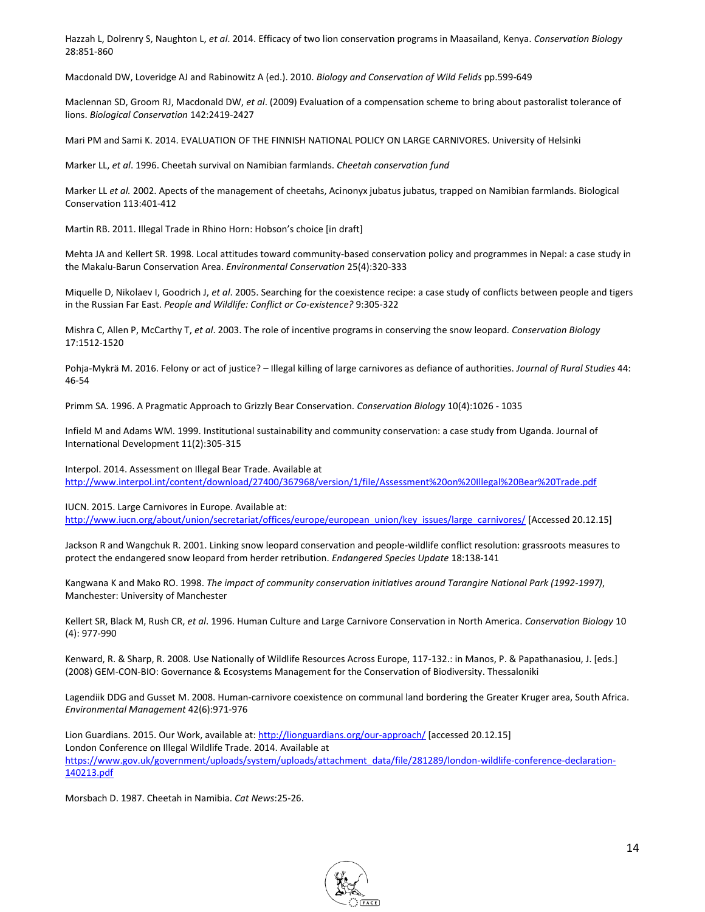Hazzah L, Dolrenry S, Naughton L, *et al*. 2014. Efficacy of two lion conservation programs in Maasailand, Kenya. *Conservation Biology* 28:851-860

Macdonald DW, Loveridge AJ and Rabinowitz A (ed.). 2010. *Biology and Conservation of Wild Felids* pp.599-649

Maclennan SD, Groom RJ, Macdonald DW, *et al*. (2009) Evaluation of a compensation scheme to bring about pastoralist tolerance of lions. *Biological Conservation* 142:2419-2427

Mari PM and Sami K. 2014. EVALUATION OF THE FINNISH NATIONAL POLICY ON LARGE CARNIVORES. University of Helsinki

Marker LL, *et al*. 1996. Cheetah survival on Namibian farmlands. *Cheetah conservation fund*

Marker LL *et al.* 2002. Apects of the management of cheetahs, Acinonyx jubatus jubatus, trapped on Namibian farmlands. Biological Conservation 113:401-412

Martin RB. 2011. Illegal Trade in Rhino Horn: Hobson's choice [in draft]

Mehta JA and Kellert SR. 1998. Local attitudes toward community-based conservation policy and programmes in Nepal: a case study in the Makalu-Barun Conservation Area. *Environmental Conservation* 25(4):320-333

Miquelle D, Nikolaev I, Goodrich J, *et al*. 2005. Searching for the coexistence recipe: a case study of conflicts between people and tigers in the Russian Far East. *People and Wildlife: Conflict or Co-existence?* 9:305-322

Mishra C, Allen P, McCarthy T, *et al*. 2003. The role of incentive programs in conserving the snow leopard. *Conservation Biology* 17:1512-1520

Pohja-Mykrä M. 2016. Felony or act of justice? – Illegal killing of large carnivores as defiance of authorities. *Journal of Rural Studies* 44: 46-54

Primm SA. 1996. A Pragmatic Approach to Grizzly Bear Conservation. *Conservation Biology* 10(4):1026 - 1035

Infield M and Adams WM. 1999. Institutional sustainability and community conservation: a case study from Uganda. Journal of International Development 11(2):305-315

Interpol. 2014. Assessment on Illegal Bear Trade. Available at http://www.interpol.int/content/download/27400/367968/version/1/file/Assessment%20on%20Illegal%20Bear%20Trade.pdf

IUCN. 2015. Large Carnivores in Europe. Available at: http://www.iucn.org/about/union/secretariat/offices/europe/european_union/key_issues/large_carnivores/ [Accessed 20.12.15]

Jackson R and Wangchuk R. 2001. Linking snow leopard conservation and people-wildlife conflict resolution: grassroots measures to protect the endangered snow leopard from herder retribution. *Endangered Species Update* 18:138-141

Kangwana K and Mako RO. 1998. *The impact of community conservation initiatives around Tarangire National Park (1992-1997)*, Manchester: University of Manchester

Kellert SR, Black M, Rush CR, *et al*. 1996. Human Culture and Large Carnivore Conservation in North America. *Conservation Biology* 10 (4): 977-990

Kenward, R. & Sharp, R. 2008. Use Nationally of Wildlife Resources Across Europe, 117-132.: in Manos, P. & Papathanasiou, J. [eds.] (2008) GEM-CON-BIO: Governance & Ecosystems Management for the Conservation of Biodiversity. Thessaloniki

Lagendiik DDG and Gusset M. 2008. Human-carnivore coexistence on communal land bordering the Greater Kruger area, South Africa. *Environmental Management* 42(6):971-976

Lion Guardians. 2015. Our Work, available at: http://lionguardians.org/our-approach/ [accessed 20.12.15]

London Conference on Illegal Wildlife Trade. 2014. Available at https://www.gov.uk/government/uploads/system/uploads/attachment_data/file/281289/london-wildlife-conference-declaration-140213.pdf

Morsbach D. 1987. Cheetah in Namibia. *Cat News*:25-26.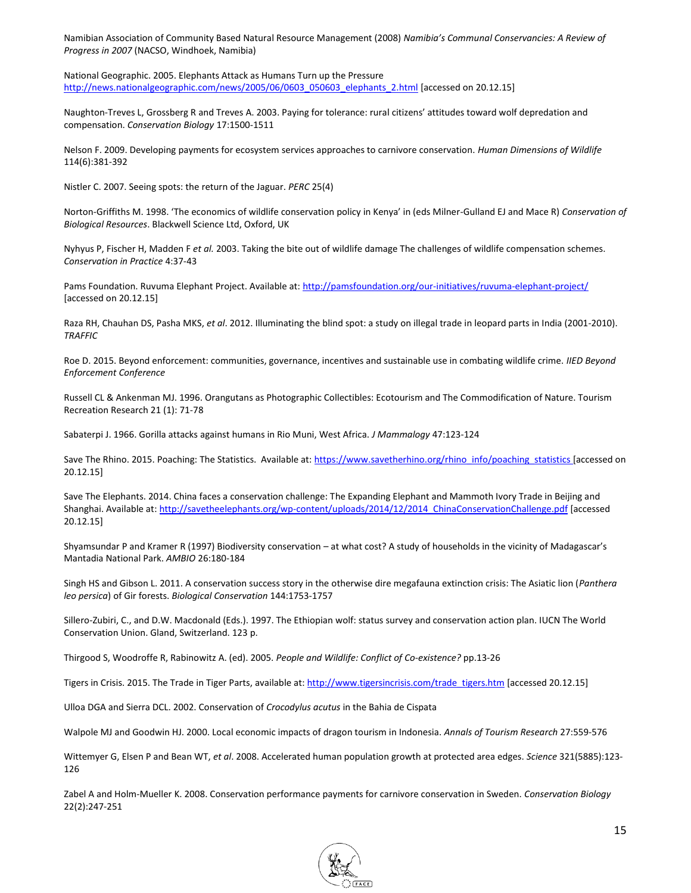Namibian Association of Community Based Natural Resource Management (2008) *Namibia's Communal Conservancies: A Review of Progress in 2007* (NACSO, Windhoek, Namibia)

National Geographic. 2005. Elephants Attack as Humans Turn up the Pressure http://news.nationalgeographic.com/news/2005/06/0603_050603_elephants_2.html [accessed on 20.12.15]

Naughton-Treves L, Grossberg R and Treves A. 2003. Paying for tolerance: rural citizens' attitudes toward wolf depredation and compensation. *Conservation Biology* 17:1500-1511

Nelson F. 2009. Developing payments for ecosystem services approaches to carnivore conservation. *Human Dimensions of Wildlife* 114(6):381-392

Nistler C. 2007. Seeing spots: the return of the Jaguar. *PERC* 25(4)

Norton-Griffiths M. 1998. 'The economics of wildlife conservation policy in Kenya' in (eds Milner-Gulland EJ and Mace R) *Conservation of Biological Resources*. Blackwell Science Ltd, Oxford, UK

Nyhyus P, Fischer H, Madden F *et al.* 2003. Taking the bite out of wildlife damage The challenges of wildlife compensation schemes. *Conservation in Practice* 4:37-43

Pams Foundation. Ruvuma Elephant Project. Available at: http://pamsfoundation.org/our-initiatives/ruvuma-elephant-project/ [accessed on 20.12.15]

Raza RH, Chauhan DS, Pasha MKS, *et al*. 2012. Illuminating the blind spot: a study on illegal trade in leopard parts in India (2001-2010). *TRAFFIC*

Roe D. 2015. Beyond enforcement: communities, governance, incentives and sustainable use in combating wildlife crime. *IIED Beyond Enforcement Conference*

Russell CL & Ankenman MJ. 1996. Orangutans as Photographic Collectibles: Ecotourism and The Commodification of Nature. Tourism Recreation Research 21 (1): 71-78

Sabaterpi J. 1966. Gorilla attacks against humans in Rio Muni, West Africa. *J Mammalogy* 47:123-124

Save The Rhino. 2015. Poaching: The Statistics. Available at: https://www.savetherhino.org/rhino_info/poaching_statistics [accessed on 20.12.15]

Save The Elephants. 2014. China faces a conservation challenge: The Expanding Elephant and Mammoth Ivory Trade in Beijing and Shanghai. Available at: http://savetheelephants.org/wp-content/uploads/2014/12/2014_ChinaConservationChallenge.pdf [accessed 20.12.15]

Shyamsundar P and Kramer R (1997) Biodiversity conservation – at what cost? A study of households in the vicinity of Madagascar's Mantadia National Park. *AMBIO* 26:180-184

Singh HS and Gibson L. 2011. A conservation success story in the otherwise dire megafauna extinction crisis: The Asiatic lion (*Panthera leo persica*) of Gir forests. *Biological Conservation* 144:1753-1757

Sillero-Zubiri, C., and D.W. Macdonald (Eds.). 1997. The Ethiopian wolf: status survey and conservation action plan. IUCN The World Conservation Union. Gland, Switzerland. 123 p.

Thirgood S, Woodroffe R, Rabinowitz A. (ed). 2005. *People and Wildlife: Conflict of Co-existence?* pp.13-26

Tigers in Crisis. 2015. The Trade in Tiger Parts, available at: http://www.tigersincrisis.com/trade_tigers.htm [accessed 20.12.15]

Ulloa DGA and Sierra DCL. 2002. Conservation of *Crocodylus acutus* in the Bahia de Cispata

Walpole MJ and Goodwin HJ. 2000. Local economic impacts of dragon tourism in Indonesia. *Annals of Tourism Research* 27:559-576

Wittemyer G, Elsen P and Bean WT, *et al*. 2008. Accelerated human population growth at protected area edges. *Science* 321(5885):123-126

Zabel A and Holm-Mueller K. 2008. Conservation performance payments for carnivore conservation in Sweden. *Conservation Biology* 22(2):247-251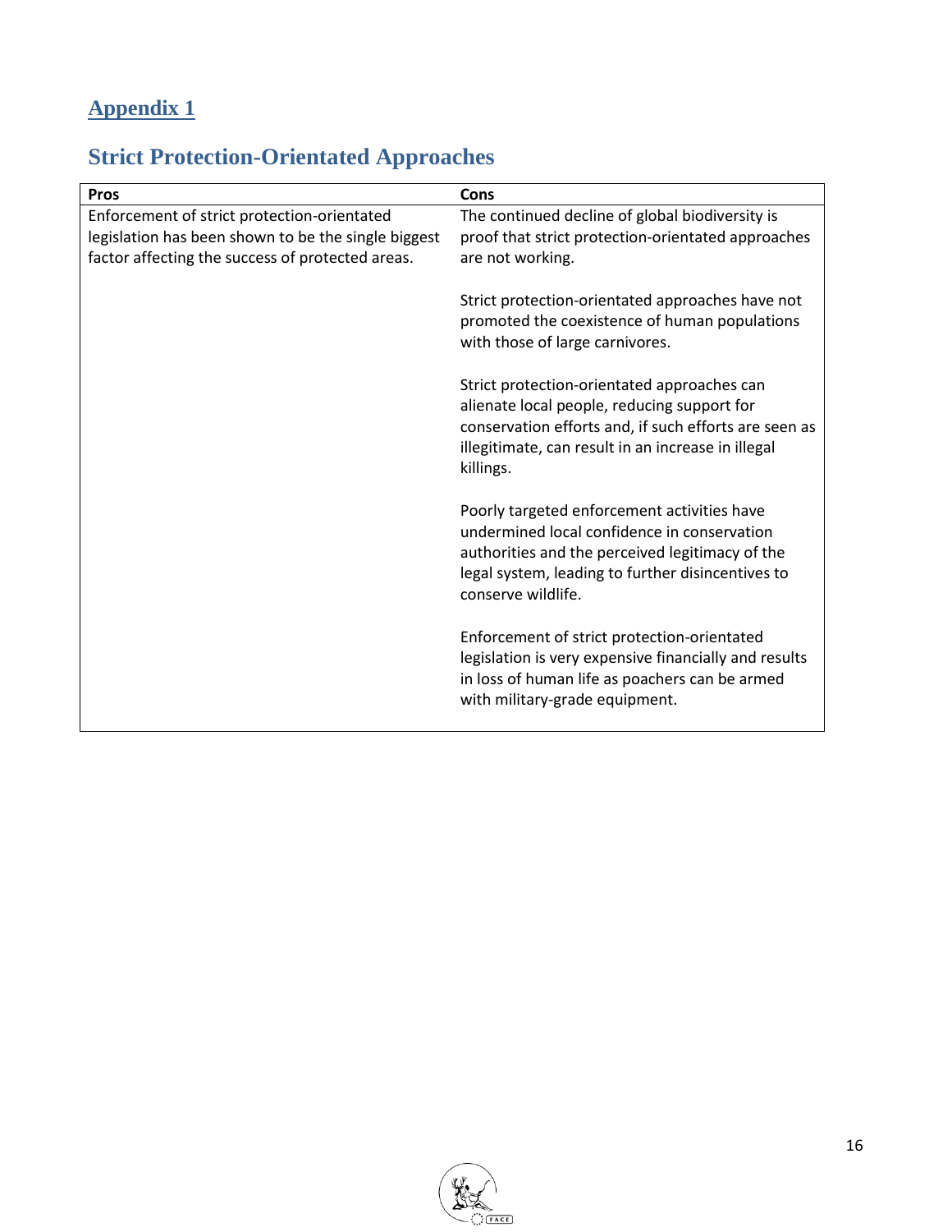## Appendix 1

## Strict Protection-Orientated Approaches

| Pros | Cons |
|---|---|
| Enforcement of strict protection-orientated legislation has been shown to be the single biggest factor affecting the success of protected areas. | The continued decline of global biodiversity is proof that strict protection-orientated approaches are not working. |
| | Strict protection-orientated approaches have not promoted the coexistence of human populations with those of large carnivores. |
| | Strict protection-orientated approaches can alienate local people, reducing support for conservation efforts and, if such efforts are seen as illegitimate, can result in an increase in illegal killings. |
| | Poorly targeted enforcement activities have undermined local confidence in conservation authorities and the perceived legitimacy of the legal system, leading to further disincentives to conserve wildlife. |
| | Enforcement of strict protection-orientated legislation is very expensive financially and results in loss of human life as poachers can be armed with military-grade equipment. |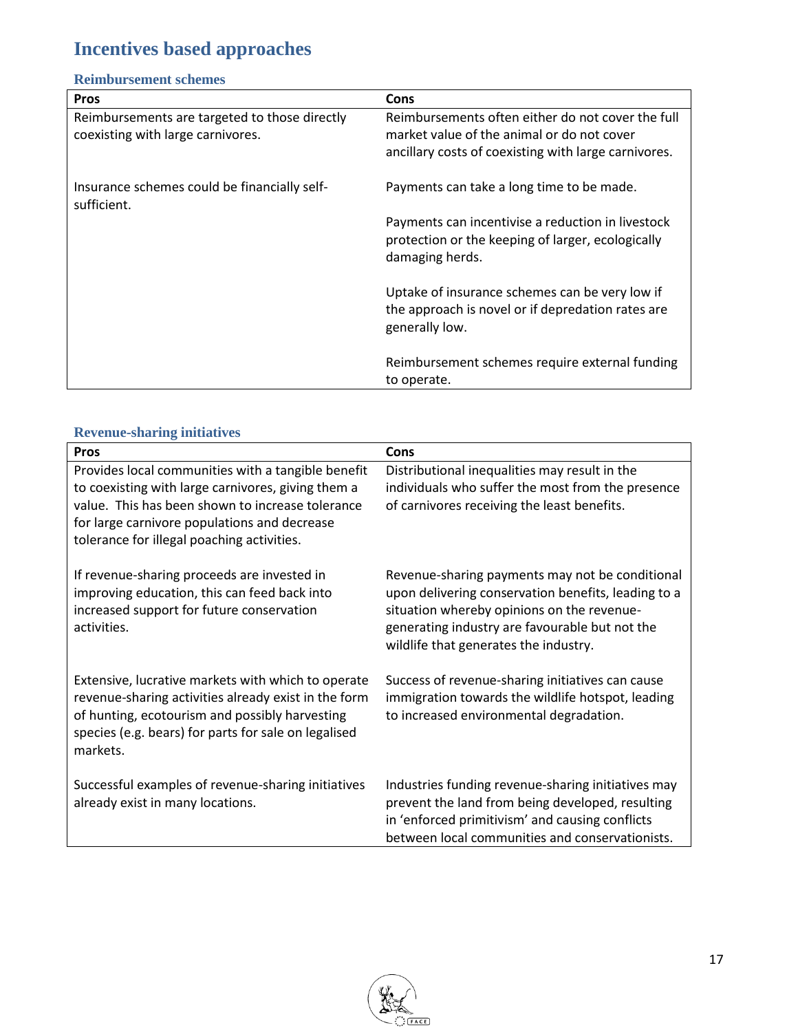# Incentives based approaches

## Reimbursement schemes

| Pros | Cons |
|---|---|
| Reimbursements are targeted to those directly coexisting with large carnivores. | Reimbursements often either do not cover the full market value of the animal or do not cover ancillary costs of coexisting with large carnivores. |
| Insurance schemes could be financially self-sufficient. | Payments can take a long time to be made. |
| | Payments can incentivise a reduction in livestock protection or the keeping of larger, ecologically damaging herds. |
| | Uptake of insurance schemes can be very low if the approach is novel or if depredation rates are generally low. |
| | Reimbursement schemes require external funding to operate. |

## Revenue-sharing initiatives

| Pros | Cons |
|---|---|
| Provides local communities with a tangible benefit to coexisting with large carnivores, giving them a value. This has been shown to increase tolerance for large carnivore populations and decrease tolerance for illegal poaching activities. | Distributional inequalities may result in the individuals who suffer the most from the presence of carnivores receiving the least benefits. |
| If revenue-sharing proceeds are invested in improving education, this can feed back into increased support for future conservation activities. | Revenue-sharing payments may not be conditional upon delivering conservation benefits, leading to a situation whereby opinions on the revenue-generating industry are favourable but not the wildlife that generates the industry. |
| Extensive, lucrative markets with which to operate revenue-sharing activities already exist in the form of hunting, ecotourism and possibly harvesting species (e.g. bears) for parts for sale on legalised markets. | Success of revenue-sharing initiatives can cause immigration towards the wildlife hotspot, leading to increased environmental degradation. |
| Successful examples of revenue-sharing initiatives already exist in many locations. | Industries funding revenue-sharing initiatives may prevent the land from being developed, resulting in 'enforced primitivism' and causing conflicts between local communities and conservationists. |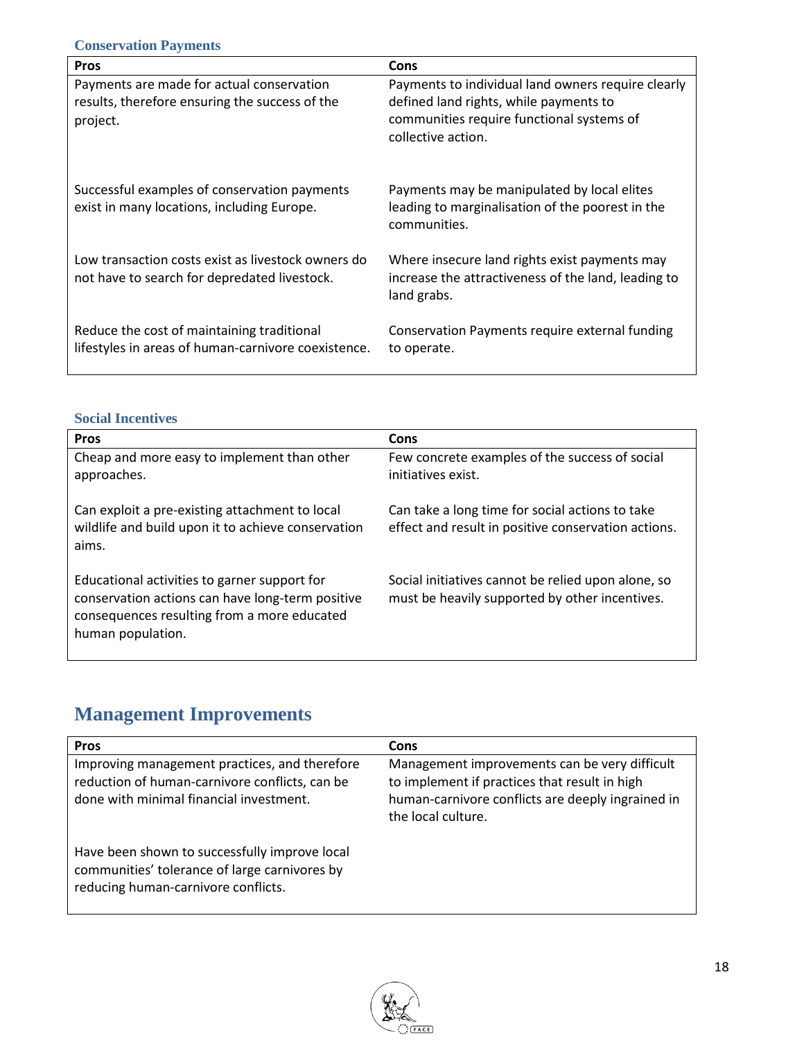### Conservation Payments

| Pros | Cons |
|---|---|
| Payments are made for actual conservation results, therefore ensuring the success of the project. | Payments to individual land owners require clearly defined land rights, while payments to communities require functional systems of collective action. |
| Successful examples of conservation payments exist in many locations, including Europe. | Payments may be manipulated by local elites leading to marginalisation of the poorest in the communities. |
| Low transaction costs exist as livestock owners do not have to search for depredated livestock. | Where insecure land rights exist payments may increase the attractiveness of the land, leading to land grabs. |
| Reduce the cost of maintaining traditional lifestyles in areas of human-carnivore coexistence. | Conservation Payments require external funding to operate. |

### Social Incentives

| Pros | Cons |
|---|---|
| Cheap and more easy to implement than other approaches. | Few concrete examples of the success of social initiatives exist. |
| Can exploit a pre-existing attachment to local wildlife and build upon it to achieve conservation aims. | Can take a long time for social actions to take effect and result in positive conservation actions. |
| Educational activities to garner support for conservation actions can have long-term positive consequences resulting from a more educated human population. | Social initiatives cannot be relied upon alone, so must be heavily supported by other incentives. |

## Management Improvements

| Pros | Cons |
|---|---|
| Improving management practices, and therefore reduction of human-carnivore conflicts, can be done with minimal financial investment. | Management improvements can be very difficult to implement if practices that result in high human-carnivore conflicts are deeply ingrained in the local culture. |
| Have been shown to successfully improve local communities' tolerance of large carnivores by reducing human-carnivore conflicts. | |